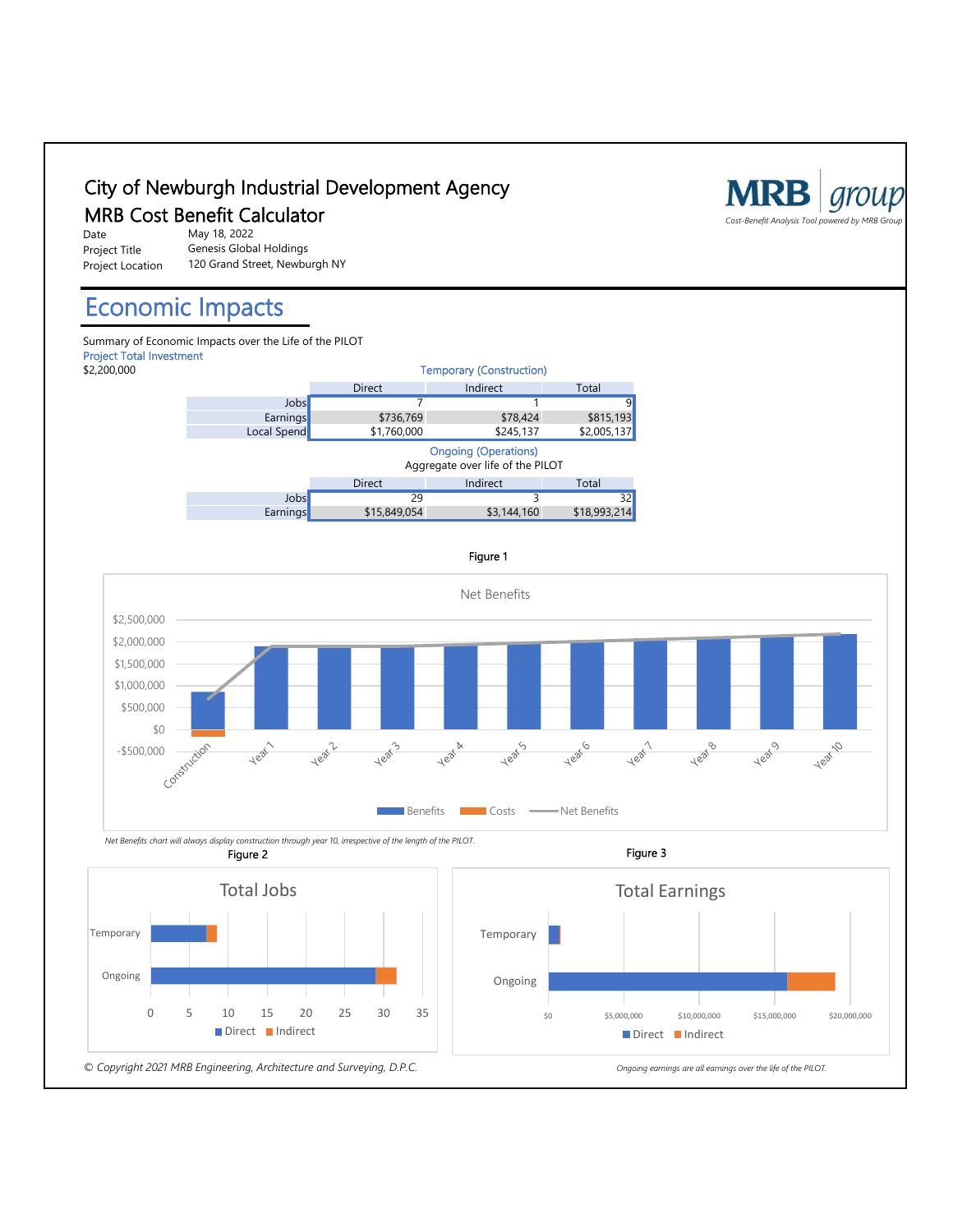# City of Newburgh Industrial Development Agency

## MRB Cost Benefit Calculator

MRB group
*Cost-Benefit Analysis Tool powered by MRB Group*

| | |
|---|---|
| Date | May 18, 2022 |
| Project Title | Genesis Global Holdings |
| Project Location | 120 Grand Street, Newburgh NY |

## Economic Impacts

Summary of Economic Impacts over the Life of the PILOT

Project Total Investment
$2,200,000

Temporary (Construction)

| | Direct | Indirect | Total |
|---|---|---|---|
| Jobs | 7 | 1 | 9 |
| Earnings | $736,769 | $78,424 | $815,193 |
| Local Spend | $1,760,000 | $245,137 | $2,005,137 |

Ongoing (Operations)
Aggregate over life of the PILOT

| | Direct | Indirect | Total |
|---|---|---|---|
| Jobs | 29 | 3 | 32 |
| Earnings | $15,849,054 | $3,144,160 | $18,993,214 |

Figure 1

Net Benefits

*Net Benefits chart will always display construction through year 10, irrespective of the length of the PILOT.*

Figure 2

Total Jobs

Figure 3

Total Earnings

*Ongoing earnings are all earnings over the life of the PILOT.*

*© Copyright 2021 MRB Engineering, Architecture and Surveying, D.P.C.*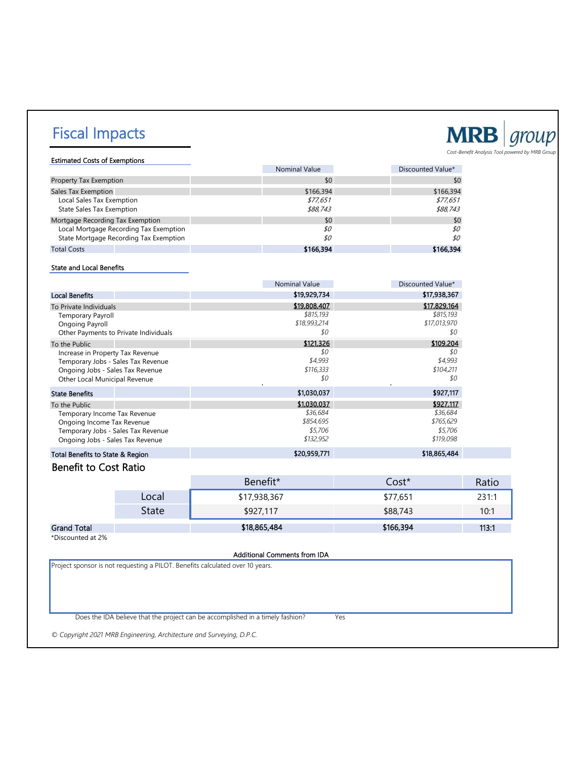# Fiscal Impacts

**MRB group**
*Cost-Benefit Analysis Tool powered by MRB Group*

### Estimated Costs of Exemptions

| | Nominal Value | Discounted Value* |
|---|---|---|
| Property Tax Exemption | $0 | $0 |
| Sales Tax Exemption | $166,394 | $166,394 |
| Local Sales Tax Exemption | *$77,651* | *$77,651* |
| State Sales Tax Exemption | *$88,743* | *$88,743* |
| Mortgage Recording Tax Exemption | $0 | $0 |
| Local Mortgage Recording Tax Exemption | *$0* | *$0* |
| State Mortgage Recording Tax Exemption | *$0* | *$0* |
| Total Costs | **$166,394** | **$166,394** |

### State and Local Benefits

| | Nominal Value | Discounted Value* |
|---|---|---|
| Local Benefits | $19,929,734 | $17,938,367 |
| To Private Individuals | $19,808,407 | $17,829,164 |
| Temporary Payroll | *$815,193* | *$815,193* |
| Ongoing Payroll | *$18,993,214* | *$17,013,970* |
| Other Payments to Private Individuals | *$0* | *$0* |
| To the Public | $121,326 | $109,204 |
| Increase in Property Tax Revenue | *$0* | *$0* |
| Temporary Jobs - Sales Tax Revenue | *$4,993* | *$4,993* |
| Ongoing Jobs - Sales Tax Revenue | *$116,333* | *$104,211* |
| Other Local Municipal Revenue | *$0* | *$0* |
| State Benefits | $1,030,037 | $927,117 |
| To the Public | $1,030,037 | $927,117 |
| Temporary Income Tax Revenue | *$36,684* | *$36,684* |
| Ongoing Income Tax Revenue | *$854,695* | *$765,629* |
| Temporary Jobs - Sales Tax Revenue | *$5,706* | *$5,706* |
| Ongoing Jobs - Sales Tax Revenue | *$132,952* | *$119,098* |
| Total Benefits to State & Region | $20,959,771 | $18,865,484 |

## Benefit to Cost Ratio

| | Benefit* | Cost* | Ratio |
|---|---|---|---|
| Local | $17,938,367 | $77,651 | 231:1 |
| State | $927,117 | $88,743 | 10:1 |
| Grand Total | $18,865,484 | $166,394 | 113:1 |

*Discounted at 2%

**Additional Comments from IDA**

Project sponsor is not requesting a PILOT. Benefits calculated over 10 years.

Does the IDA believe that the project can be accomplished in a timely fashion? Yes

*© Copyright 2021 MRB Engineering, Architecture and Surveying, D.P.C.*